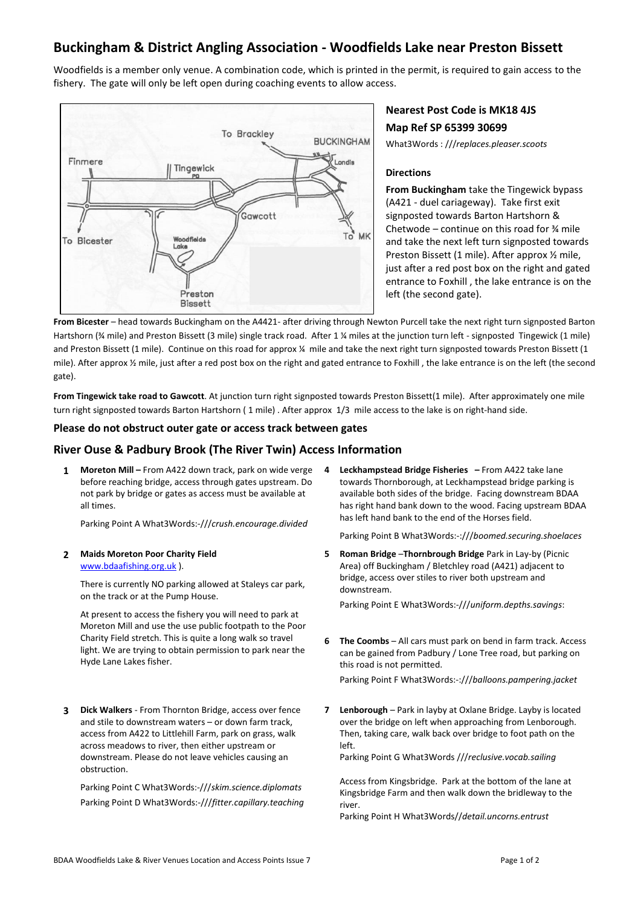# Buckingham & District Angling Association - Woodfields Lake near Preston Bissett

Woodfields is a member only venue. A combination code, which is printed in the permit, is required to gain access to the fishery. The gate will only be left open during coaching events to allow access.

### Nearest Post Code is MK18 4JS

### Map Ref SP 65399 30699

What3Words : *///replaces.pleaser.scoots*

#### Directions

**From Buckingham** take the Tingewick bypass (A421 - duel cariageway). Take first exit signposted towards Barton Hartshorn & Chetwode – continue on this road for ¾ mile and take the next left turn signposted towards Preston Bissett (1 mile). After approx ½ mile, just after a red post box on the right and gated entrance to Foxhill , the lake entrance is on the left (the second gate).

**From Bicester** – head towards Buckingham on the A4421- after driving through Newton Purcell take the next right turn signposted Barton Hartshorn (¾ mile) and Preston Bissett (3 mile) single track road. After 1 ¼ miles at the junction turn left - signposted Tingewick (1 mile) and Preston Bissett (1 mile). Continue on this road for approx ¼ mile and take the next right turn signposted towards Preston Bissett (1 mile). After approx ½ mile, just after a red post box on the right and gated entrance to Foxhill , the lake entrance is on the left (the second gate).

**From Tingewick take road to Gawcott**. At junction turn right signposted towards Preston Bissett(1 mile). After approximately one mile turn right signposted towards Barton Hartshorn ( 1 mile) . After approx 1/3 mile access to the lake is on right-hand side.

### Please do not obstruct outer gate or access track between gates

## River Ouse & Padbury Brook (The River Twin) Access Information

1. **Moreton Mill –** From A422 down track, park on wide verge before reaching bridge, access through gates upstream. Do not park by bridge or gates as access must be available at all times.

   Parking Point A What3Words:-*///crush.encourage.divided*

2. **Maids Moreton Poor Charity Field**
   www.bdaafishing.org.uk ).

   There is currently NO parking allowed at Staleys car park, on the track or at the Pump House.

   At present to access the fishery you will need to park at Moreton Mill and use the use public footpath to the Poor Charity Field stretch. This is quite a long walk so travel light. We are trying to obtain permission to park near the Hyde Lane Lakes fisher.

3. **Dick Walkers** - From Thornton Bridge, access over fence and stile to downstream waters – or down farm track, access from A422 to Littlehill Farm, park on grass, walk across meadows to river, then either upstream or downstream. Please do not leave vehicles causing an obstruction.

   Parking Point C What3Words:-*///skim.science.diplomats*
   Parking Point D What3Words:-*///fitter.capillary.teaching*

4. **Leckhampstead Bridge Fisheries –** From A422 take lane towards Thornborough, at Leckhampstead bridge parking is available both sides of the bridge. Facing downstream BDAA has right hand bank down to the wood. Facing upstream BDAA has left hand bank to the end of the Horses field.

   Parking Point B What3Words:-:*///boomed.securing.shoelaces*

5. **Roman Bridge** –**Thornbrough Bridge** Park in Lay-by (Picnic Area) off Buckingham / Bletchley road (A421) adjacent to bridge, access over stiles to river both upstream and downstream.

   Parking Point E What3Words:-*///uniform.depths.savings*:

6. **The Coombs** – All cars must park on bend in farm track. Access can be gained from Padbury / Lone Tree road, but parking on this road is not permitted.

   Parking Point F What3Words:-:*///balloons.pampering.jacket*

7. **Lenborough** – Park in layby at Oxlane Bridge. Layby is located over the bridge on left when approaching from Lenborough. Then, taking care, walk back over bridge to foot path on the left.
   Parking Point G What3Words *///reclusive.vocab.sailing*

   Access from Kingsbridge. Park at the bottom of the lane at Kingsbridge Farm and then walk down the bridleway to the river.
   Parking Point H What3Words//*detail.uncorns.entrust*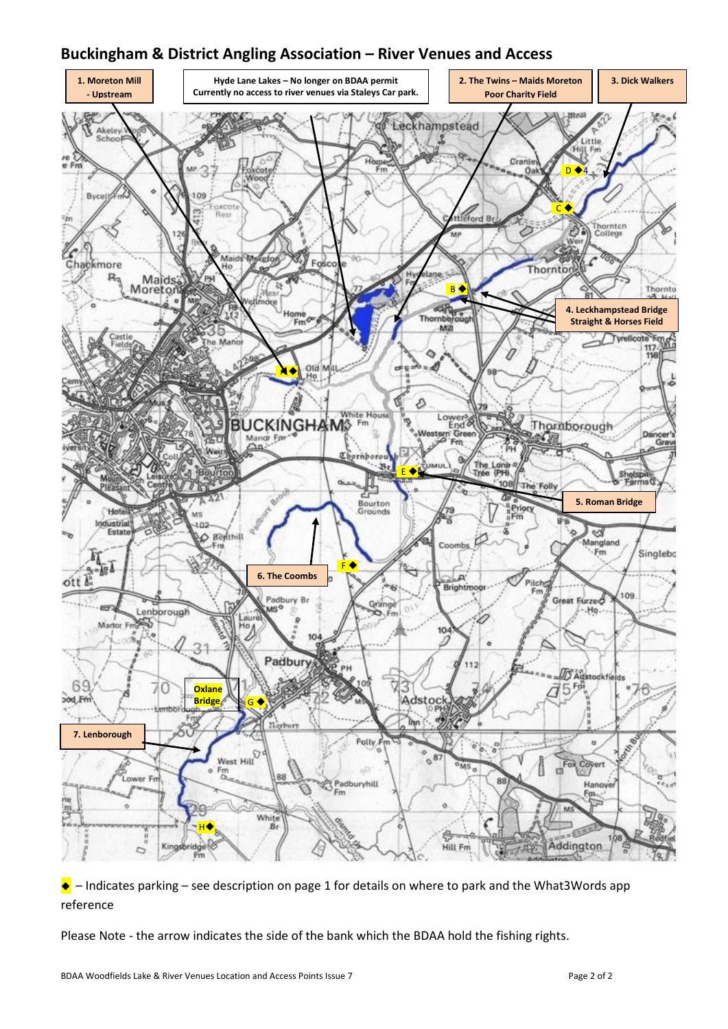## Buckingham & District Angling Association – River Venues and Access

1. Moreton Mill - Upstream

Hyde Lane Lakes – No longer on BDAA permit
Currently no access to river venues via Staleys Car park.

2. The Twins – Maids Moreton Poor Charity Field

3. Dick Walkers

4. Leckhampstead Bridge Straight & Horses Field

5. Roman Bridge

6. The Coombs

Oxlane Bridge

7. Lenborough

◆ – Indicates parking – see description on page 1 for details on where to park and the What3Words app reference

Please Note - the arrow indicates the side of the bank which the BDAA hold the fishing rights.